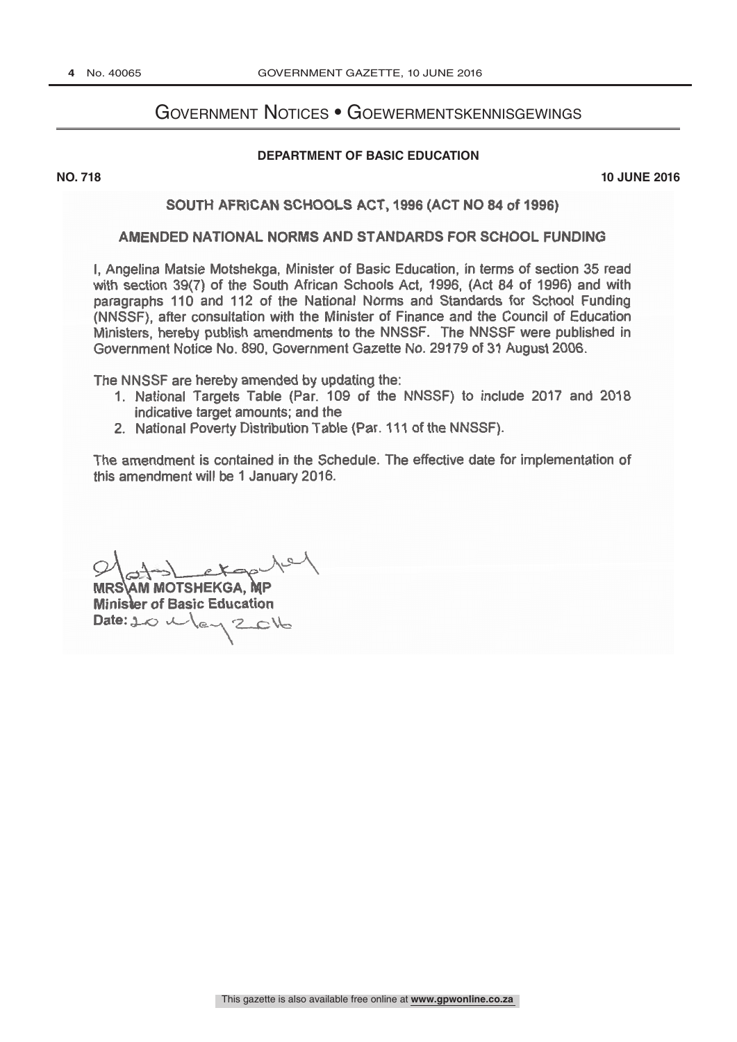# Government Notices • Goewermentskennisgewings

## DEPARTMENT OF BASIC EDUCATION

**NO. 718** **10 JUNE 2016**

### SOUTH AFRICAN SCHOOLS ACT, 1996 (ACT NO 84 of 1996)

### AMENDED NATIONAL NORMS AND STANDARDS FOR SCHOOL FUNDING

I, Angelina Matsie Motshekga, Minister of Basic Education, in terms of section 35 read with section 39(7) of the South African Schools Act, 1996, (Act 84 of 1996) and with paragraphs 110 and 112 of the National Norms and Standards for School Funding (NNSSF), after consultation with the Minister of Finance and the Council of Education Ministers, hereby publish amendments to the NNSSF. The NNSSF were published in Government Notice No. 890, Government Gazette No. 29179 of 31 August 2006.

The NNSSF are hereby amended by updating the:

1. National Targets Table (Par. 109 of the NNSSF) to include 2017 and 2018 indicative target amounts; and the
2. National Poverty Distribution Table (Par. 111 of the NNSSF).

The amendment is contained in the Schedule. The effective date for implementation of this amendment will be 1 January 2016.

**MRS AM MOTSHEKGA, MP**
**Minister of Basic Education**
**Date:** 20 May 2016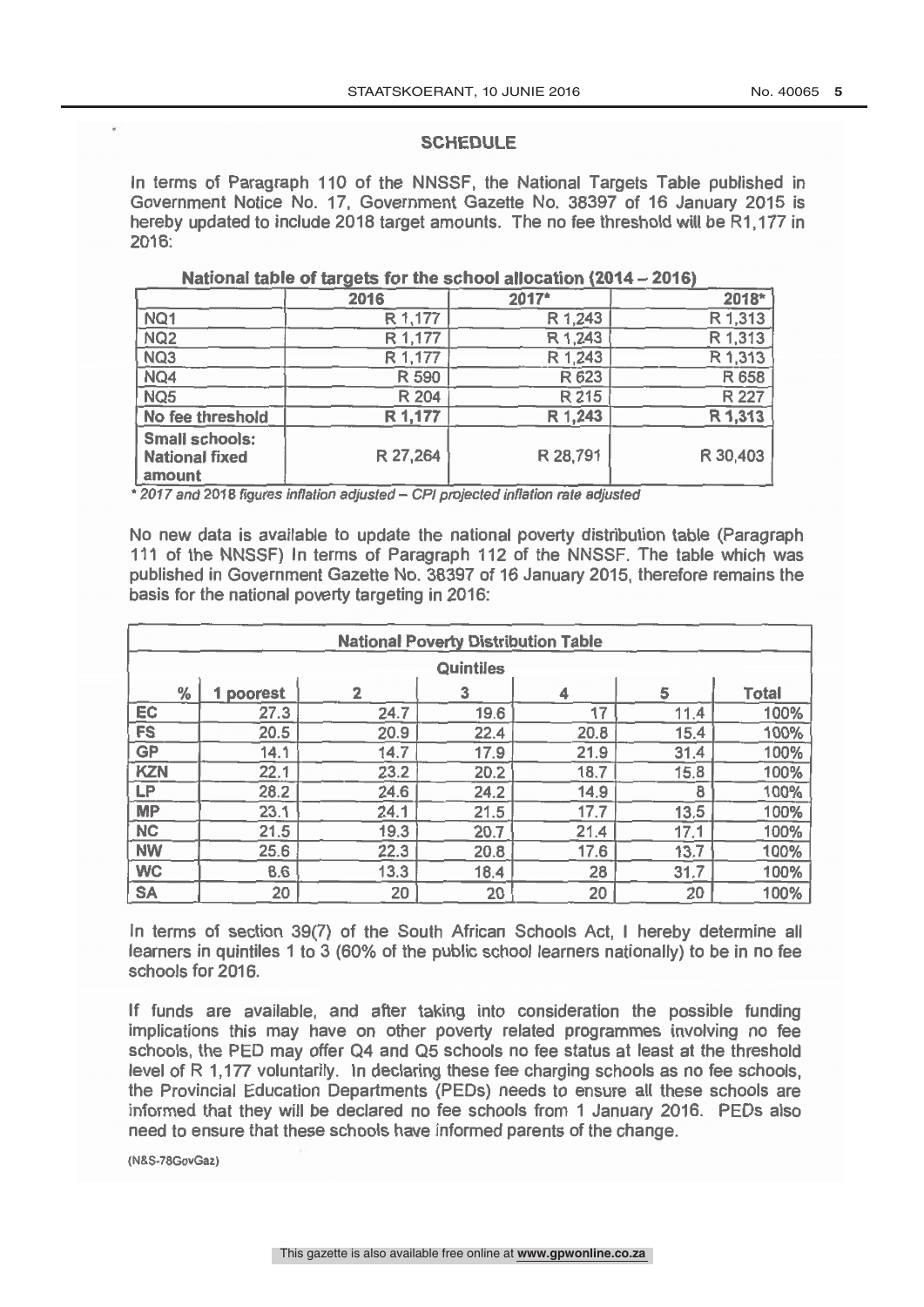## SCHEDULE

In terms of Paragraph 110 of the NNSSF, the National Targets Table published in Government Notice No. 17, Government Gazette No. 38397 of 16 January 2015 is hereby updated to include 2018 target amounts. The no fee threshold will be R1,177 in 2016:

**National table of targets for the school allocation (2014 – 2016)**

| | 2016 | 2017* | 2018* |
|---|---|---|---|
| NQ1 | R 1,177 | R 1,243 | R 1,313 |
| NQ2 | R 1,177 | R 1,243 | R 1,313 |
| NQ3 | R 1,177 | R 1,243 | R 1,313 |
| NQ4 | R 590 | R 623 | R 658 |
| NQ5 | R 204 | R 215 | R 227 |
| **No fee threshold** | **R 1,177** | **R 1,243** | **R 1,313** |
| **Small schools: National fixed amount** | R 27,264 | R 28,791 | R 30,403 |

*\* 2017 and 2018 figures inflation adjusted – CPI projected inflation rate adjusted*

No new data is available to update the national poverty distribution table (Paragraph 111 of the NNSSF) In terms of Paragraph 112 of the NNSSF. The table which was published in Government Gazette No. 38397 of 16 January 2015, therefore remains the basis for the national poverty targeting in 2016:

| **National Poverty Distribution Table** | | | | | | |
|---|---|---|---|---|---|---|
| | **Quintiles** | | | | | |
| **%** | **1 poorest** | **2** | **3** | **4** | **5** | **Total** |
| **EC** | 27.3 | 24.7 | 19.6 | 17 | 11.4 | 100% |
| **FS** | 20.5 | 20.9 | 22.4 | 20.8 | 15.4 | 100% |
| **GP** | 14.1 | 14.7 | 17.9 | 21.9 | 31.4 | 100% |
| **KZN** | 22.1 | 23.2 | 20.2 | 18.7 | 15.8 | 100% |
| **LP** | 28.2 | 24.6 | 24.2 | 14.9 | 8 | 100% |
| **MP** | 23.1 | 24.1 | 21.5 | 17.7 | 13.5 | 100% |
| **NC** | 21.5 | 19.3 | 20.7 | 21.4 | 17.1 | 100% |
| **NW** | 25.6 | 22.3 | 20.8 | 17.6 | 13.7 | 100% |
| **WC** | 8.6 | 13.3 | 18.4 | 28 | 31.7 | 100% |
| **SA** | 20 | 20 | 20 | 20 | 20 | 100% |

In terms of section 39(7) of the South African Schools Act, I hereby determine all learners in quintiles 1 to 3 (60% of the public school learners nationally) to be in no fee schools for 2016.

If funds are available, and after taking into consideration the possible funding implications this may have on other poverty related programmes involving no fee schools, the PED may offer Q4 and Q5 schools no fee status at least at the threshold level of R 1,177 voluntarily. In declaring these fee charging schools as no fee schools, the Provincial Education Departments (PEDs) needs to ensure all these schools are informed that they will be declared no fee schools from 1 January 2016. PEDs also need to ensure that these schools have informed parents of the change.

(N&S-78GovGaz)